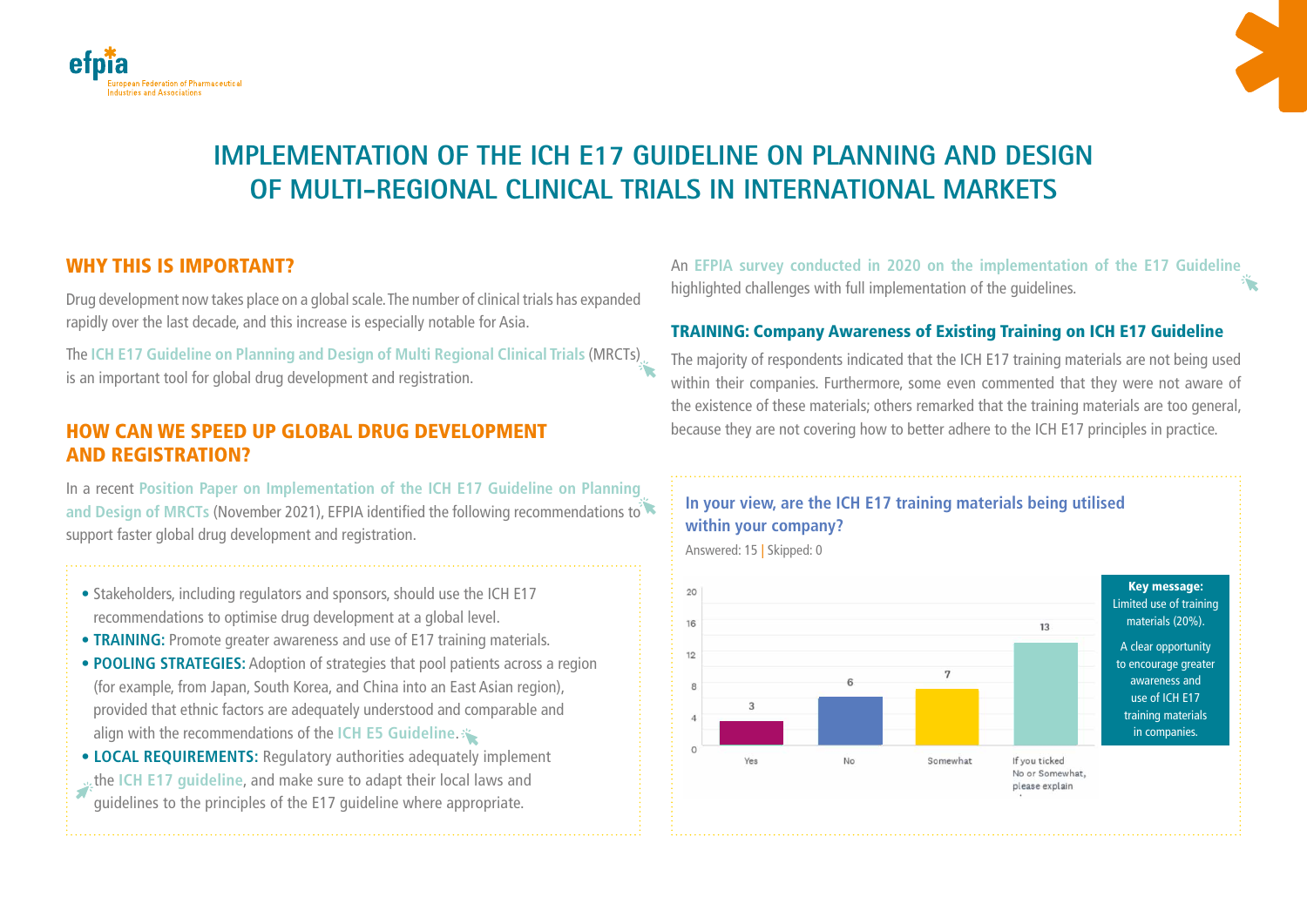# IMPLEMENTATION OF THE ICH E17 GUIDELINE ON PLANNING AND DESIGN OF MULTI-REGIONAL CLINICAL TRIALS IN INTERNATIONAL MARKETS

## WHY THIS IS IMPORTANT?

Drug development now takes place on a global scale. The number of clinical trials has expanded rapidly over the last decade, and this increase is especially notable for Asia.

The **ICH E17 Guideline on Planning and Design of Multi Regional Clinical Trials** (MRCTs) is an important tool for global drug development and registration.

## HOW CAN WE SPEED UP GLOBAL DRUG DEVELOPMENT AND REGISTRATION?

In a recent **Position Paper on Implementation of the ICH E17 Guideline on Planning and Design of MRCTs** (November 2021), EFPIA identified the following recommendations to support faster global drug development and registration.

- Stakeholders, including regulators and sponsors, should use the ICH E17 recommendations to optimise drug development at a global level.
- **TRAINING:** Promote greater awareness and use of E17 training materials.
- **POOLING STRATEGIES:** Adoption of strategies that pool patients across a region (for example, from Japan, South Korea, and China into an East Asian region), provided that ethnic factors are adequately understood and comparable and align with the recommendations of the **ICH E5 Guideline**.
- **LOCAL REQUIREMENTS:** Regulatory authorities adequately implement the **ICH E17 guideline**, and make sure to adapt their local laws and guidelines to the principles of the E17 guideline where appropriate.

An **EFPIA survey conducted in 2020 on the implementation of the E17 Guideline** highlighted challenges with full implementation of the guidelines.

### TRAINING: Company Awareness of Existing Training on ICH E17 Guideline

The majority of respondents indicated that the ICH E17 training materials are not being used within their companies. Furthermore, some even commented that they were not aware of the existence of these materials; others remarked that the training materials are too general, because they are not covering how to better adhere to the ICH E17 principles in practice.

**In your view, are the ICH E17 training materials being utilised within your company?**

Answered: 15 | Skipped: 0

| Response | Count |
| --- | --- |
| Yes | 3 |
| No | 6 |
| Somewhat | 7 |
| If you ticked No or Somewhat, please explain | 13 |

**Key message:** Limited use of training materials (20%).

A clear opportunity to encourage greater awareness and use of ICH E17 training materials in companies.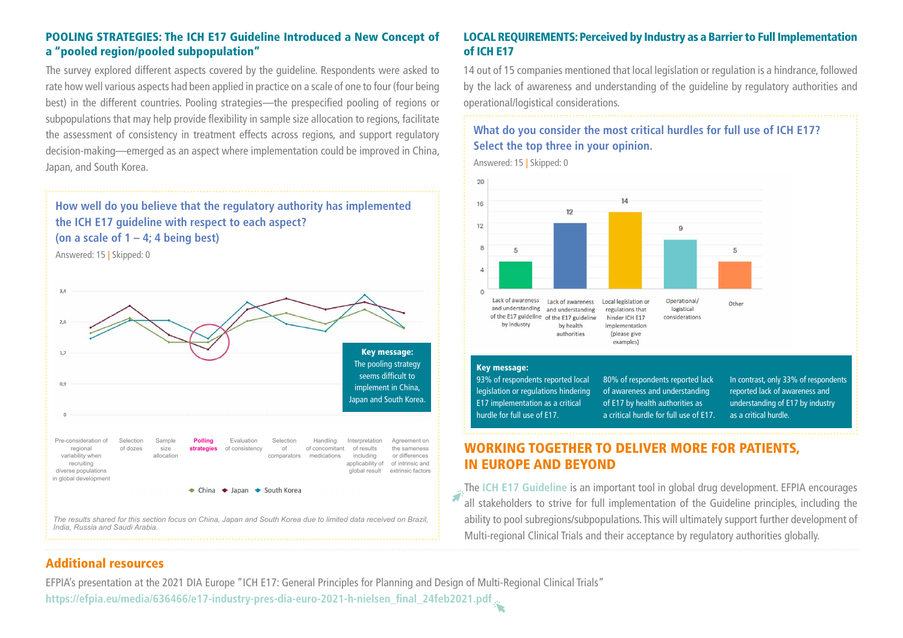## POOLING STRATEGIES: The ICH E17 Guideline Introduced a New Concept of a "pooled region/pooled subpopulation"

The survey explored different aspects covered by the guideline. Respondents were asked to rate how well various aspects had been applied in practice on a scale of one to four (four being best) in the different countries. Pooling strategies—the prespecified pooling of regions or subpopulations that may help provide flexibility in sample size allocation to regions, facilitate the assessment of consistency in treatment effects across regions, and support regulatory decision-making—emerged as an aspect where implementation could be improved in China, Japan, and South Korea.

### How well do you believe that the regulatory authority has implemented the ICH E17 guideline with respect to each aspect? (on a scale of 1 – 4; 4 being best)

Answered: 15 | Skipped: 0

3,4
2,6
1,7
0,9
0

Pre-consideration of regional variability when recruiting diverse populations in global development
Selection of dozes
Sample size allocation
**Polling strategies**
Evaluation of consistency
Selection of comparators
Handling of concomitant medications
Interpretation of results including applicability of global result
Agreement on the sameness or differences of intrinsic and extrinsic factors

China • Japan • South Korea

**Key message:** The pooling strategy seems difficult to implement in China, Japan and South Korea.

*The results shared for this section focus on China, Japan and South Korea due to limited data received on Brazil, India, Russia and Saudi Arabia.*

## LOCAL REQUIREMENTS: Perceived by Industry as a Barrier to Full Implementation of ICH E17

14 out of 15 companies mentioned that local legislation or regulation is a hindrance, followed by the lack of awareness and understanding of the guideline by regulatory authorities and operational/logistical considerations.

### What do you consider the most critical hurdles for full use of ICH E17? Select the top three in your opinion.

Answered: 15 | Skipped: 0

20
16
12
8
4
0

Lack of awareness and understanding of the E17 guideline by industry: 5
Lack of awareness and understanding of the E17 guideline by health authorities: 12
Local legislation or regulations that hinder ICH E17 implementation (please give examples): 14
Operational/logistical considerations: 9
Other: 5

**Key message:**

93% of respondents reported local legislation or regulations hindering E17 implementation as a critical hurdle for full use of E17.

80% of respondents reported lack of awareness and understanding of E17 by health authorities as a critical hurdle for full use of E17.

In contrast, only 33% of respondents reported lack of awareness and understanding of E17 by industry as a critical hurdle.

## WORKING TOGETHER TO DELIVER MORE FOR PATIENTS, IN EUROPE AND BEYOND

The **ICH E17 Guideline** is an important tool in global drug development. EFPIA encourages all stakeholders to strive for full implementation of the Guideline principles, including the ability to pool subregions/subpopulations. This will ultimately support further development of Multi-regional Clinical Trials and their acceptance by regulatory authorities globally.

## Additional resources

EFPIA's presentation at the 2021 DIA Europe "ICH E17: General Principles for Planning and Design of Multi-Regional Clinical Trials"
**https://efpia.eu/media/636466/e17-industry-pres-dia-euro-2021-h-nielsen_final_24feb2021.pdf**